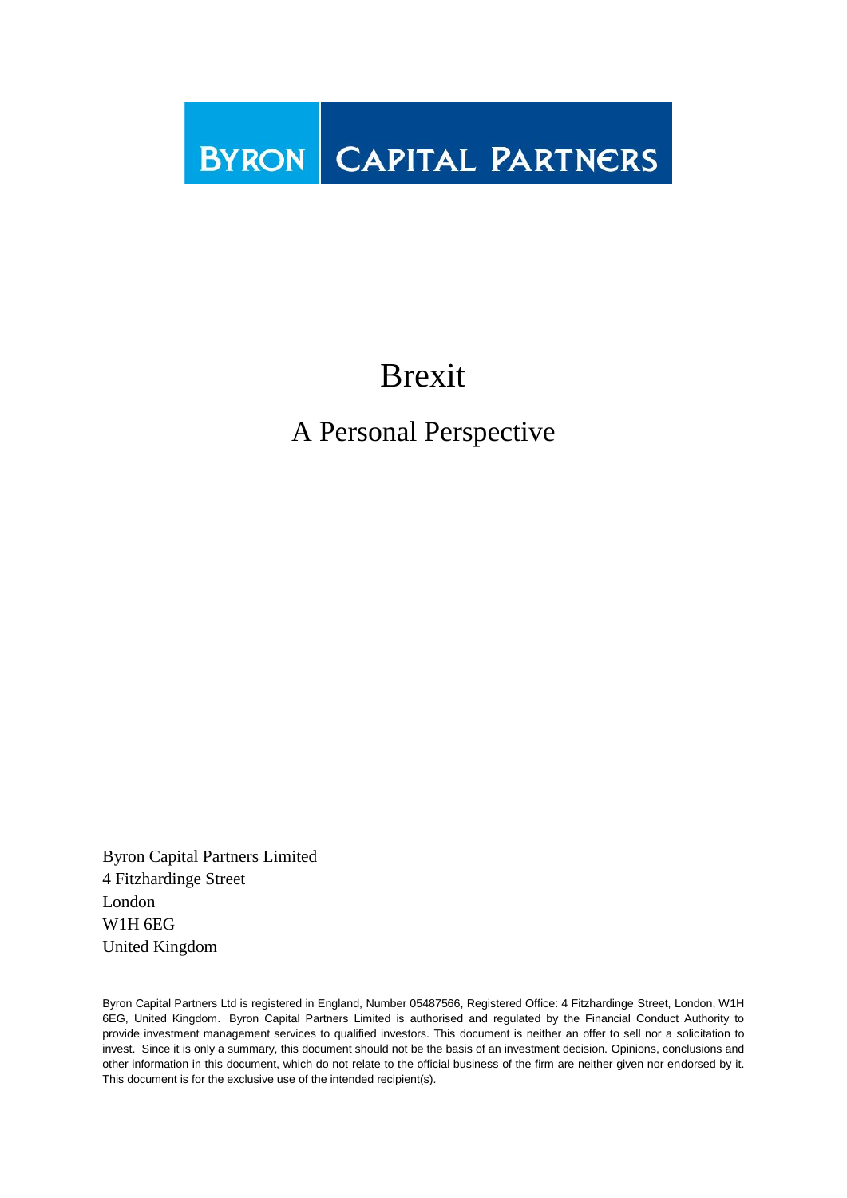BYRON | CAPITAL PARTNERS

# Brexit

## A Personal Perspective

Byron Capital Partners Limited
4 Fitzhardinge Street
London
W1H 6EG
United Kingdom

Byron Capital Partners Ltd is registered in England, Number 05487566, Registered Office: 4 Fitzhardinge Street, London, W1H 6EG, United Kingdom. Byron Capital Partners Limited is authorised and regulated by the Financial Conduct Authority to provide investment management services to qualified investors. This document is neither an offer to sell nor a solicitation to invest. Since it is only a summary, this document should not be the basis of an investment decision. Opinions, conclusions and other information in this document, which do not relate to the official business of the firm are neither given nor endorsed by it. This document is for the exclusive use of the intended recipient(s).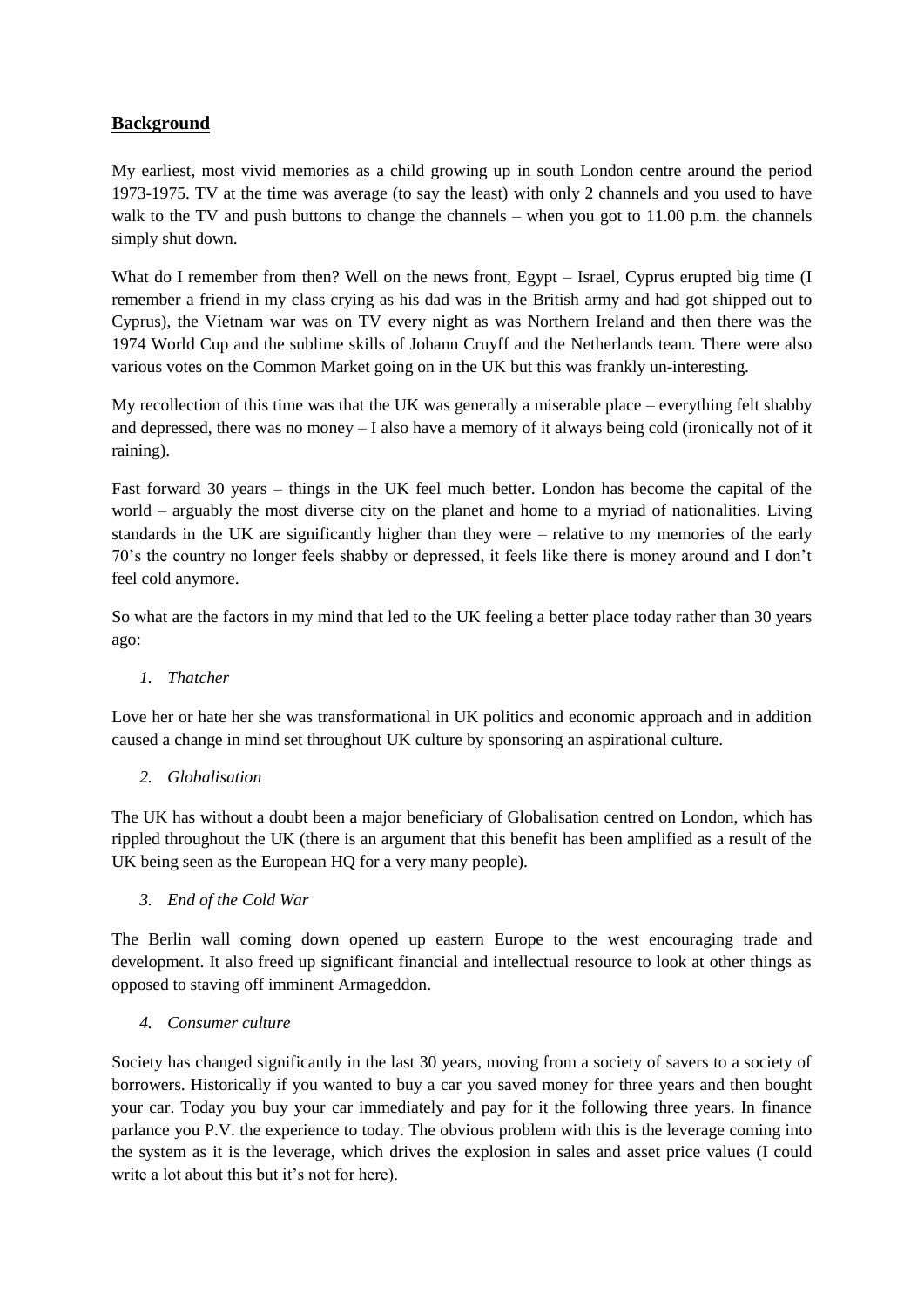## **Background**

My earliest, most vivid memories as a child growing up in south London centre around the period 1973-1975. TV at the time was average (to say the least) with only 2 channels and you used to have walk to the TV and push buttons to change the channels – when you got to 11.00 p.m. the channels simply shut down.

What do I remember from then? Well on the news front, Egypt – Israel, Cyprus erupted big time (I remember a friend in my class crying as his dad was in the British army and had got shipped out to Cyprus), the Vietnam war was on TV every night as was Northern Ireland and then there was the 1974 World Cup and the sublime skills of Johann Cruyff and the Netherlands team. There were also various votes on the Common Market going on in the UK but this was frankly un-interesting.

My recollection of this time was that the UK was generally a miserable place – everything felt shabby and depressed, there was no money – I also have a memory of it always being cold (ironically not of it raining).

Fast forward 30 years – things in the UK feel much better. London has become the capital of the world – arguably the most diverse city on the planet and home to a myriad of nationalities. Living standards in the UK are significantly higher than they were – relative to my memories of the early 70's the country no longer feels shabby or depressed, it feels like there is money around and I don't feel cold anymore.

So what are the factors in my mind that led to the UK feeling a better place today rather than 30 years ago:

1. *Thatcher*

Love her or hate her she was transformational in UK politics and economic approach and in addition caused a change in mind set throughout UK culture by sponsoring an aspirational culture.

2. *Globalisation*

The UK has without a doubt been a major beneficiary of Globalisation centred on London, which has rippled throughout the UK (there is an argument that this benefit has been amplified as a result of the UK being seen as the European HQ for a very many people).

3. *End of the Cold War*

The Berlin wall coming down opened up eastern Europe to the west encouraging trade and development. It also freed up significant financial and intellectual resource to look at other things as opposed to staving off imminent Armageddon.

4. *Consumer culture*

Society has changed significantly in the last 30 years, moving from a society of savers to a society of borrowers. Historically if you wanted to buy a car you saved money for three years and then bought your car. Today you buy your car immediately and pay for it the following three years. In finance parlance you P.V. the experience to today. The obvious problem with this is the leverage coming into the system as it is the leverage, which drives the explosion in sales and asset price values (I could write a lot about this but it's not for here).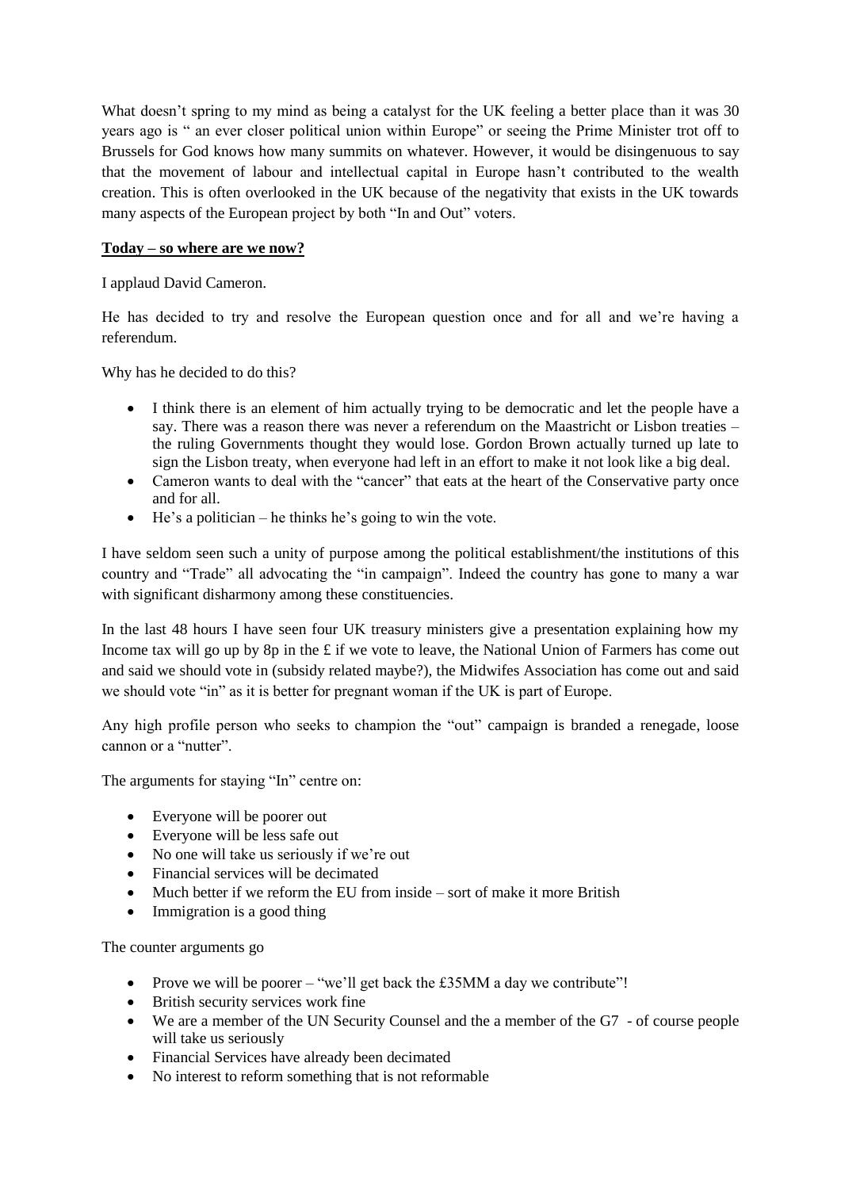What doesn't spring to my mind as being a catalyst for the UK feeling a better place than it was 30 years ago is " an ever closer political union within Europe" or seeing the Prime Minister trot off to Brussels for God knows how many summits on whatever. However, it would be disingenuous to say that the movement of labour and intellectual capital in Europe hasn't contributed to the wealth creation. This is often overlooked in the UK because of the negativity that exists in the UK towards many aspects of the European project by both "In and Out" voters.

**Today – so where are we now?**

I applaud David Cameron.

He has decided to try and resolve the European question once and for all and we're having a referendum.

Why has he decided to do this?

- I think there is an element of him actually trying to be democratic and let the people have a say. There was a reason there was never a referendum on the Maastricht or Lisbon treaties – the ruling Governments thought they would lose. Gordon Brown actually turned up late to sign the Lisbon treaty, when everyone had left in an effort to make it not look like a big deal.
- Cameron wants to deal with the "cancer" that eats at the heart of the Conservative party once and for all.
- He's a politician – he thinks he's going to win the vote.

I have seldom seen such a unity of purpose among the political establishment/the institutions of this country and "Trade" all advocating the "in campaign". Indeed the country has gone to many a war with significant disharmony among these constituencies.

In the last 48 hours I have seen four UK treasury ministers give a presentation explaining how my Income tax will go up by 8p in the £ if we vote to leave, the National Union of Farmers has come out and said we should vote in (subsidy related maybe?), the Midwifes Association has come out and said we should vote "in" as it is better for pregnant woman if the UK is part of Europe.

Any high profile person who seeks to champion the "out" campaign is branded a renegade, loose cannon or a "nutter".

The arguments for staying "In" centre on:

- Everyone will be poorer out
- Everyone will be less safe out
- No one will take us seriously if we're out
- Financial services will be decimated
- Much better if we reform the EU from inside – sort of make it more British
- Immigration is a good thing

The counter arguments go

- Prove we will be poorer – "we'll get back the £35MM a day we contribute"!
- British security services work fine
- We are a member of the UN Security Counsel and the a member of the G7 - of course people will take us seriously
- Financial Services have already been decimated
- No interest to reform something that is not reformable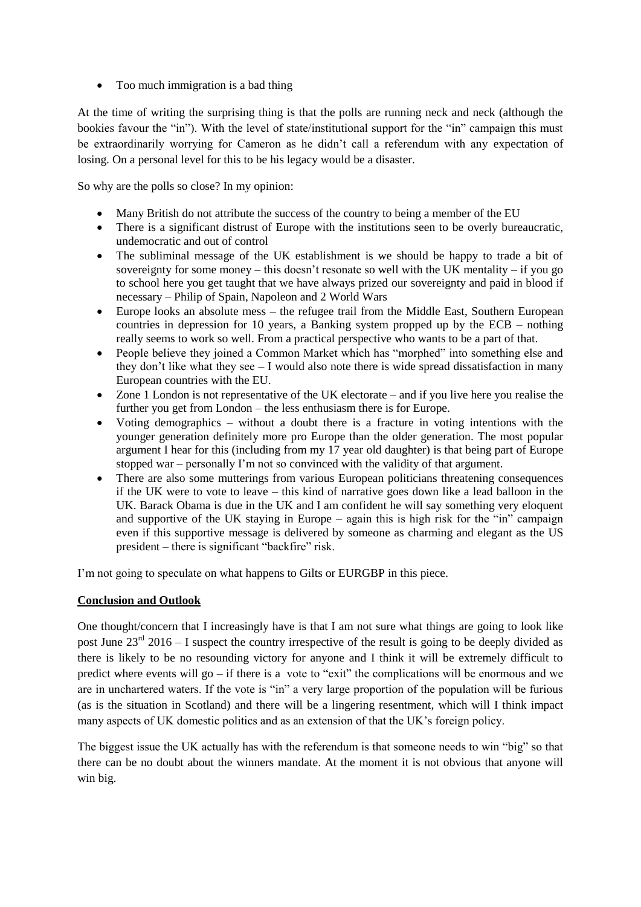- Too much immigration is a bad thing

At the time of writing the surprising thing is that the polls are running neck and neck (although the bookies favour the "in"). With the level of state/institutional support for the "in" campaign this must be extraordinarily worrying for Cameron as he didn't call a referendum with any expectation of losing. On a personal level for this to be his legacy would be a disaster.

So why are the polls so close? In my opinion:

- Many British do not attribute the success of the country to being a member of the EU
- There is a significant distrust of Europe with the institutions seen to be overly bureaucratic, undemocratic and out of control
- The subliminal message of the UK establishment is we should be happy to trade a bit of sovereignty for some money – this doesn't resonate so well with the UK mentality – if you go to school here you get taught that we have always prized our sovereignty and paid in blood if necessary – Philip of Spain, Napoleon and 2 World Wars
- Europe looks an absolute mess – the refugee trail from the Middle East, Southern European countries in depression for 10 years, a Banking system propped up by the ECB – nothing really seems to work so well. From a practical perspective who wants to be a part of that.
- People believe they joined a Common Market which has "morphed" into something else and they don't like what they see – I would also note there is wide spread dissatisfaction in many European countries with the EU.
- Zone 1 London is not representative of the UK electorate – and if you live here you realise the further you get from London – the less enthusiasm there is for Europe.
- Voting demographics – without a doubt there is a fracture in voting intentions with the younger generation definitely more pro Europe than the older generation. The most popular argument I hear for this (including from my 17 year old daughter) is that being part of Europe stopped war – personally I'm not so convinced with the validity of that argument.
- There are also some mutterings from various European politicians threatening consequences if the UK were to vote to leave – this kind of narrative goes down like a lead balloon in the UK. Barack Obama is due in the UK and I am confident he will say something very eloquent and supportive of the UK staying in Europe – again this is high risk for the "in" campaign even if this supportive message is delivered by someone as charming and elegant as the US president – there is significant "backfire" risk.

I'm not going to speculate on what happens to Gilts or EURGBP in this piece.

**Conclusion and Outlook**

One thought/concern that I increasingly have is that I am not sure what things are going to look like post June 23rd 2016 – I suspect the country irrespective of the result is going to be deeply divided as there is likely to be no resounding victory for anyone and I think it will be extremely difficult to predict where events will go – if there is a vote to "exit" the complications will be enormous and we are in unchartered waters. If the vote is "in" a very large proportion of the population will be furious (as is the situation in Scotland) and there will be a lingering resentment, which will I think impact many aspects of UK domestic politics and as an extension of that the UK's foreign policy.

The biggest issue the UK actually has with the referendum is that someone needs to win "big" so that there can be no doubt about the winners mandate. At the moment it is not obvious that anyone will win big.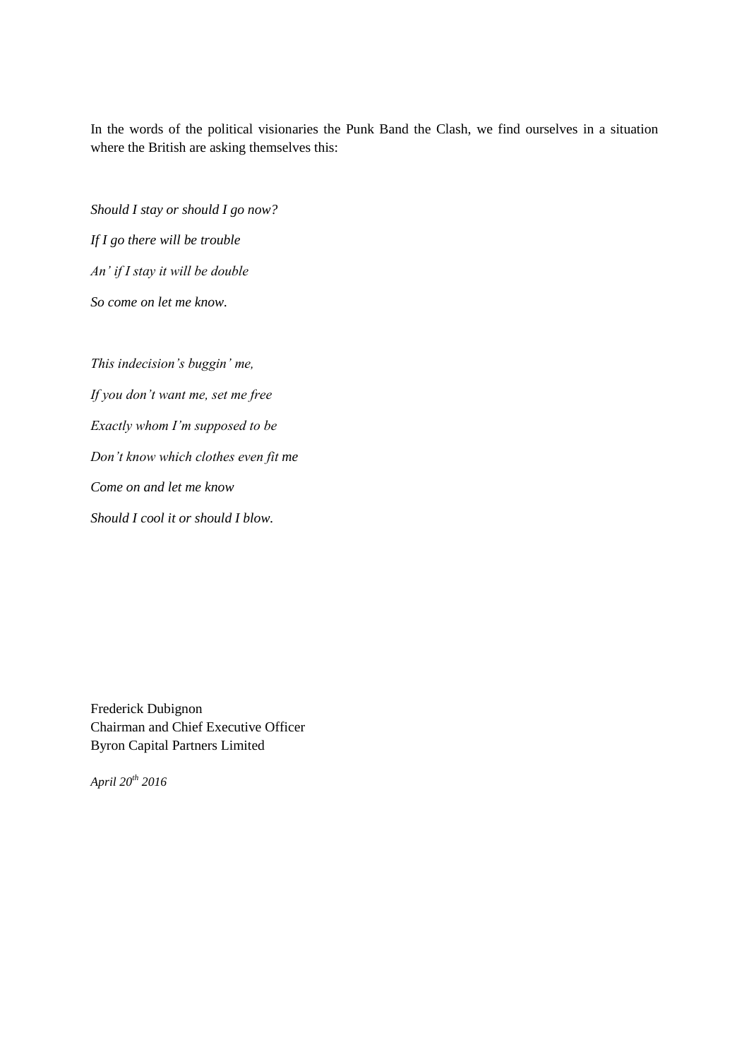In the words of the political visionaries the Punk Band the Clash, we find ourselves in a situation where the British are asking themselves this:

*Should I stay or should I go now?*

*If I go there will be trouble*

*An' if I stay it will be double*

*So come on let me know.*

*This indecision's buggin' me,*

*If you don't want me, set me free*

*Exactly whom I'm supposed to be*

*Don't know which clothes even fit me*

*Come on and let me know*

*Should I cool it or should I blow.*

Frederick Dubignon
Chairman and Chief Executive Officer
Byron Capital Partners Limited

*April 20th 2016*